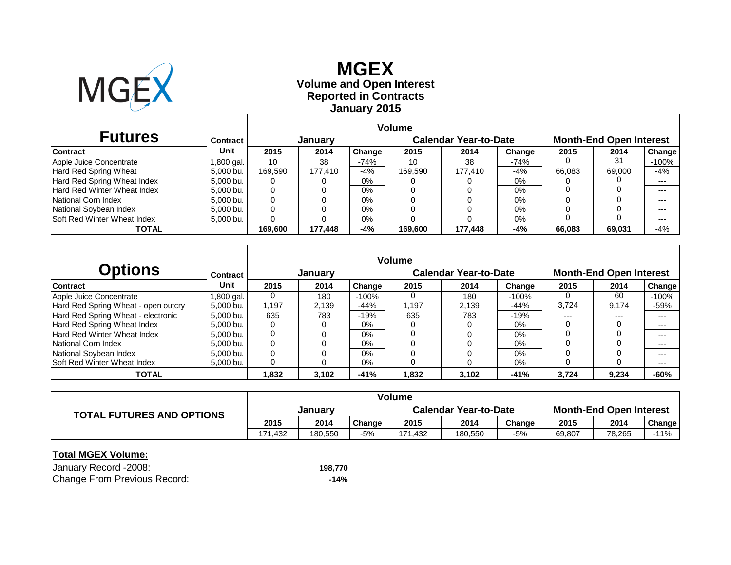# MGEX

## Volume and Open Interest
## Reported in Contracts
## January 2015

| Futures | Contract | Volume | | | | | | Month-End Open Interest | | |
|---|---|---|---|---|---|---|---|---|---|---|
| | | January | | | Calendar Year-to-Date | | | | | |
| Contract | Unit | 2015 | 2014 | Change | 2015 | 2014 | Change | 2015 | 2014 | Change |
| Apple Juice Concentrate | 1,800 gal. | 10 | 38 | -74% | 10 | 38 | -74% | 0 | 31 | -100% |
| Hard Red Spring Wheat | 5,000 bu. | 169,590 | 177,410 | -4% | 169,590 | 177,410 | -4% | 66,083 | 69,000 | -4% |
| Hard Red Spring Wheat Index | 5,000 bu. | 0 | 0 | 0% | 0 | 0 | 0% | 0 | 0 | --- |
| Hard Red Winter Wheat Index | 5,000 bu. | 0 | 0 | 0% | 0 | 0 | 0% | 0 | 0 | --- |
| National Corn Index | 5,000 bu. | 0 | 0 | 0% | 0 | 0 | 0% | 0 | 0 | --- |
| National Soybean Index | 5,000 bu. | 0 | 0 | 0% | 0 | 0 | 0% | 0 | 0 | --- |
| Soft Red Winter Wheat Index | 5,000 bu. | 0 | 0 | 0% | 0 | 0 | 0% | 0 | 0 | --- |
| **TOTAL** | | **169,600** | **177,448** | **-4%** | **169,600** | **177,448** | **-4%** | **66,083** | **69,031** | -4% |

| Options | Contract | Volume | | | | | | Month-End Open Interest | | |
|---|---|---|---|---|---|---|---|---|---|---|
| | | January | | | Calendar Year-to-Date | | | | | |
| Contract | Unit | 2015 | 2014 | Change | 2015 | 2014 | Change | 2015 | 2014 | Change |
| Apple Juice Concentrate | 1,800 gal. | 0 | 180 | -100% | 0 | 180 | -100% | 0 | 60 | -100% |
| Hard Red Spring Wheat - open outcry | 5,000 bu. | 1,197 | 2,139 | -44% | 1,197 | 2,139 | -44% | 3,724 | 9,174 | -59% |
| Hard Red Spring Wheat - electronic | 5,000 bu. | 635 | 783 | -19% | 635 | 783 | -19% | --- | --- | --- |
| Hard Red Spring Wheat Index | 5,000 bu. | 0 | 0 | 0% | 0 | 0 | 0% | 0 | 0 | --- |
| Hard Red Winter Wheat Index | 5,000 bu. | 0 | 0 | 0% | 0 | 0 | 0% | 0 | 0 | --- |
| National Corn Index | 5,000 bu. | 0 | 0 | 0% | 0 | 0 | 0% | 0 | 0 | --- |
| National Soybean Index | 5,000 bu. | 0 | 0 | 0% | 0 | 0 | 0% | 0 | 0 | --- |
| Soft Red Winter Wheat Index | 5,000 bu. | 0 | 0 | 0% | 0 | 0 | 0% | 0 | 0 | --- |
| **TOTAL** | | **1,832** | **3,102** | **-41%** | **1,832** | **3,102** | **-41%** | **3,724** | **9,234** | **-60%** |

| TOTAL FUTURES AND OPTIONS | Volume | | | | | | Month-End Open Interest | | |
|---|---|---|---|---|---|---|---|---|---|
| | January | | | Calendar Year-to-Date | | | | | |
| | 2015 | 2014 | Change | 2015 | 2014 | Change | 2015 | 2014 | Change |
| | 171,432 | 180,550 | -5% | 171,432 | 180,550 | -5% | 69,807 | 78,265 | -11% |

**Total MGEX Volume:**

| | |
|---|---|
| January Record -2008: | **198,770** |
| Change From Previous Record: | **-14%** |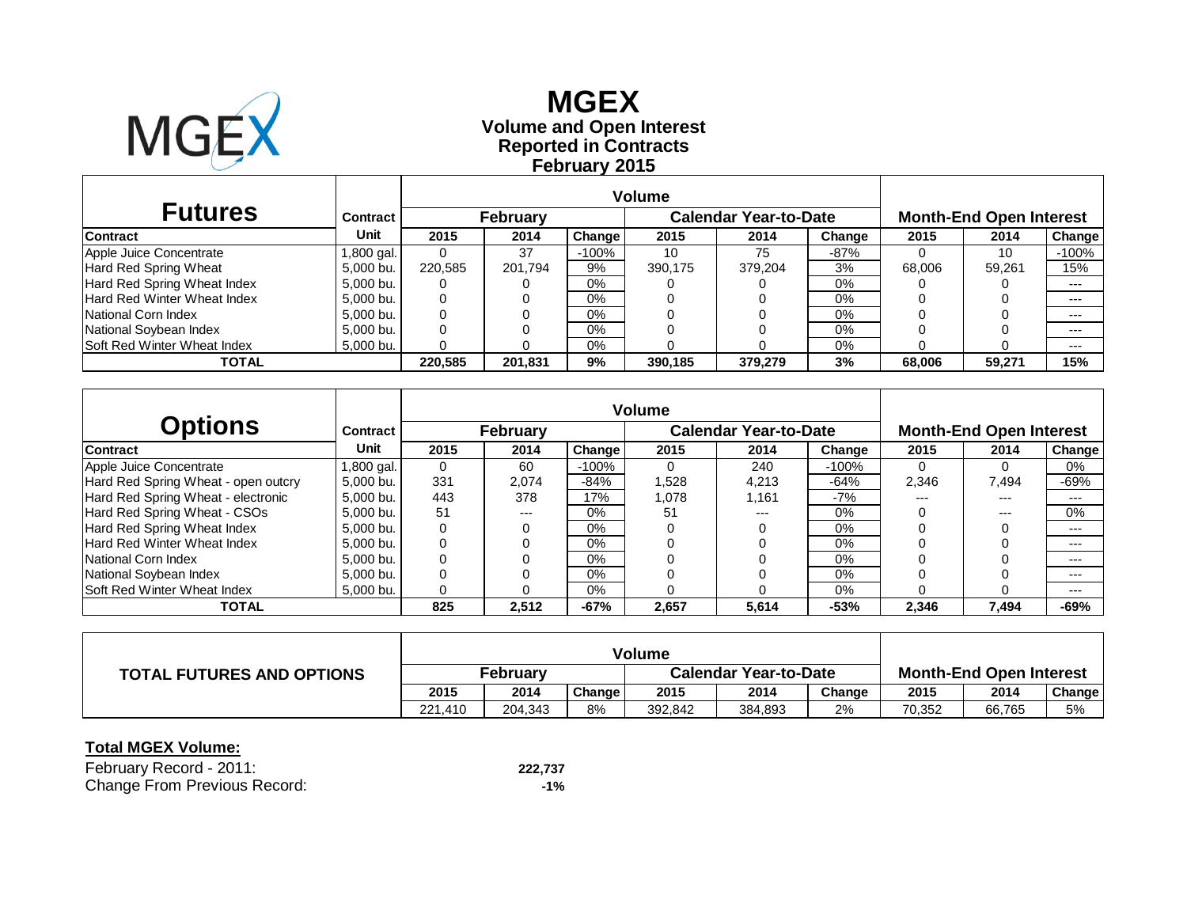# MGEX

## Volume and Open Interest
## Reported in Contracts
## February 2015

| Futures | Contract | Volume | | | | | | Month-End Open Interest | | |
|---|---|---|---|---|---|---|---|---|---|---|
| | | February | | | Calendar Year-to-Date | | | | | |
| Contract | Unit | 2015 | 2014 | Change | 2015 | 2014 | Change | 2015 | 2014 | Change |
| Apple Juice Concentrate | 1,800 gal. | 0 | 37 | -100% | 10 | 75 | -87% | 0 | 10 | -100% |
| Hard Red Spring Wheat | 5,000 bu. | 220,585 | 201,794 | 9% | 390,175 | 379,204 | 3% | 68,006 | 59,261 | 15% |
| Hard Red Spring Wheat Index | 5,000 bu. | 0 | 0 | 0% | 0 | 0 | 0% | 0 | 0 | --- |
| Hard Red Winter Wheat Index | 5,000 bu. | 0 | 0 | 0% | 0 | 0 | 0% | 0 | 0 | --- |
| National Corn Index | 5,000 bu. | 0 | 0 | 0% | 0 | 0 | 0% | 0 | 0 | --- |
| National Soybean Index | 5,000 bu. | 0 | 0 | 0% | 0 | 0 | 0% | 0 | 0 | --- |
| Soft Red Winter Wheat Index | 5,000 bu. | 0 | 0 | 0% | 0 | 0 | 0% | 0 | 0 | --- |
| **TOTAL** | | **220,585** | **201,831** | **9%** | **390,185** | **379,279** | **3%** | **68,006** | **59,271** | **15%** |

| Options | Contract | Volume | | | | | | Month-End Open Interest | | |
|---|---|---|---|---|---|---|---|---|---|---|
| | | February | | | Calendar Year-to-Date | | | | | |
| Contract | Unit | 2015 | 2014 | Change | 2015 | 2014 | Change | 2015 | 2014 | Change |
| Apple Juice Concentrate | 1,800 gal. | 0 | 60 | -100% | 0 | 240 | -100% | 0 | 0 | 0% |
| Hard Red Spring Wheat - open outcry | 5,000 bu. | 331 | 2,074 | -84% | 1,528 | 4,213 | -64% | 2,346 | 7,494 | -69% |
| Hard Red Spring Wheat - electronic | 5,000 bu. | 443 | 378 | 17% | 1,078 | 1,161 | -7% | --- | --- | --- |
| Hard Red Spring Wheat - CSOs | 5,000 bu. | 51 | --- | 0% | 51 | --- | 0% | 0 | --- | 0% |
| Hard Red Spring Wheat Index | 5,000 bu. | 0 | 0 | 0% | 0 | 0 | 0% | 0 | 0 | --- |
| Hard Red Winter Wheat Index | 5,000 bu. | 0 | 0 | 0% | 0 | 0 | 0% | 0 | 0 | --- |
| National Corn Index | 5,000 bu. | 0 | 0 | 0% | 0 | 0 | 0% | 0 | 0 | --- |
| National Soybean Index | 5,000 bu. | 0 | 0 | 0% | 0 | 0 | 0% | 0 | 0 | --- |
| Soft Red Winter Wheat Index | 5,000 bu. | 0 | 0 | 0% | 0 | 0 | 0% | 0 | 0 | --- |
| **TOTAL** | | **825** | **2,512** | **-67%** | **2,657** | **5,614** | **-53%** | **2,346** | **7,494** | **-69%** |

| TOTAL FUTURES AND OPTIONS | Volume | | | | | | Month-End Open Interest | | |
|---|---|---|---|---|---|---|---|---|---|
| | February | | | Calendar Year-to-Date | | | | | |
| | 2015 | 2014 | Change | 2015 | 2014 | Change | 2015 | 2014 | Change |
| | 221,410 | 204,343 | 8% | 392,842 | 384,893 | 2% | 70,352 | 66,765 | 5% |

**Total MGEX Volume:**

February Record - 2011: **222,737**

Change From Previous Record: **-1%**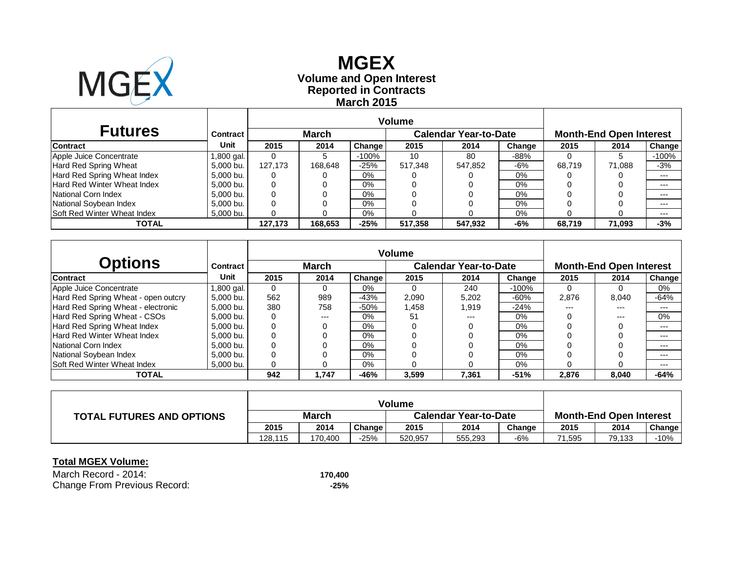# MGEX

## Volume and Open Interest
## Reported in Contracts
## March 2015

| Futures | Contract | Volume | | | | | | Month-End Open Interest | | |
|---|---|---|---|---|---|---|---|---|---|---|
| | | March | | | Calendar Year-to-Date | | | | | |
| Contract | Unit | 2015 | 2014 | Change | 2015 | 2014 | Change | 2015 | 2014 | Change |
| Apple Juice Concentrate | 1,800 gal. | 0 | 5 | -100% | 10 | 80 | -88% | 0 | 5 | -100% |
| Hard Red Spring Wheat | 5,000 bu. | 127,173 | 168,648 | -25% | 517,348 | 547,852 | -6% | 68,719 | 71,088 | -3% |
| Hard Red Spring Wheat Index | 5,000 bu. | 0 | 0 | 0% | 0 | 0 | 0% | 0 | 0 | --- |
| Hard Red Winter Wheat Index | 5,000 bu. | 0 | 0 | 0% | 0 | 0 | 0% | 0 | 0 | --- |
| National Corn Index | 5,000 bu. | 0 | 0 | 0% | 0 | 0 | 0% | 0 | 0 | --- |
| National Soybean Index | 5,000 bu. | 0 | 0 | 0% | 0 | 0 | 0% | 0 | 0 | --- |
| Soft Red Winter Wheat Index | 5,000 bu. | 0 | 0 | 0% | 0 | 0 | 0% | 0 | 0 | --- |
| **TOTAL** | | **127,173** | **168,653** | **-25%** | **517,358** | **547,932** | **-6%** | **68,719** | **71,093** | **-3%** |

| Options | Contract | Volume | | | | | | Month-End Open Interest | | |
|---|---|---|---|---|---|---|---|---|---|---|
| | | March | | | Calendar Year-to-Date | | | | | |
| Contract | Unit | 2015 | 2014 | Change | 2015 | 2014 | Change | 2015 | 2014 | Change |
| Apple Juice Concentrate | 1,800 gal. | 0 | 0 | 0% | 0 | 240 | -100% | 0 | 0 | 0% |
| Hard Red Spring Wheat - open outcry | 5,000 bu. | 562 | 989 | -43% | 2,090 | 5,202 | -60% | 2,876 | 8,040 | -64% |
| Hard Red Spring Wheat - electronic | 5,000 bu. | 380 | 758 | -50% | 1,458 | 1,919 | -24% | --- | --- | --- |
| Hard Red Spring Wheat - CSOs | 5,000 bu. | 0 | --- | 0% | 51 | --- | 0% | 0 | --- | 0% |
| Hard Red Spring Wheat Index | 5,000 bu. | 0 | 0 | 0% | 0 | 0 | 0% | 0 | 0 | --- |
| Hard Red Winter Wheat Index | 5,000 bu. | 0 | 0 | 0% | 0 | 0 | 0% | 0 | 0 | --- |
| National Corn Index | 5,000 bu. | 0 | 0 | 0% | 0 | 0 | 0% | 0 | 0 | --- |
| National Soybean Index | 5,000 bu. | 0 | 0 | 0% | 0 | 0 | 0% | 0 | 0 | --- |
| Soft Red Winter Wheat Index | 5,000 bu. | 0 | 0 | 0% | 0 | 0 | 0% | 0 | 0 | --- |
| **TOTAL** | | **942** | **1,747** | **-46%** | **3,599** | **7,361** | **-51%** | **2,876** | **8,040** | **-64%** |

| TOTAL FUTURES AND OPTIONS | Volume | | | | | | Month-End Open Interest | | |
|---|---|---|---|---|---|---|---|---|---|
| | March | | | Calendar Year-to-Date | | | | | |
| | 2015 | 2014 | Change | 2015 | 2014 | Change | 2015 | 2014 | Change |
| | 128,115 | 170,400 | -25% | 520,957 | 555,293 | -6% | 71,595 | 79,133 | -10% |

**Total MGEX Volume:**

| | |
|---|---|
| March Record - 2014: | **170,400** |
| Change From Previous Record: | **-25%** |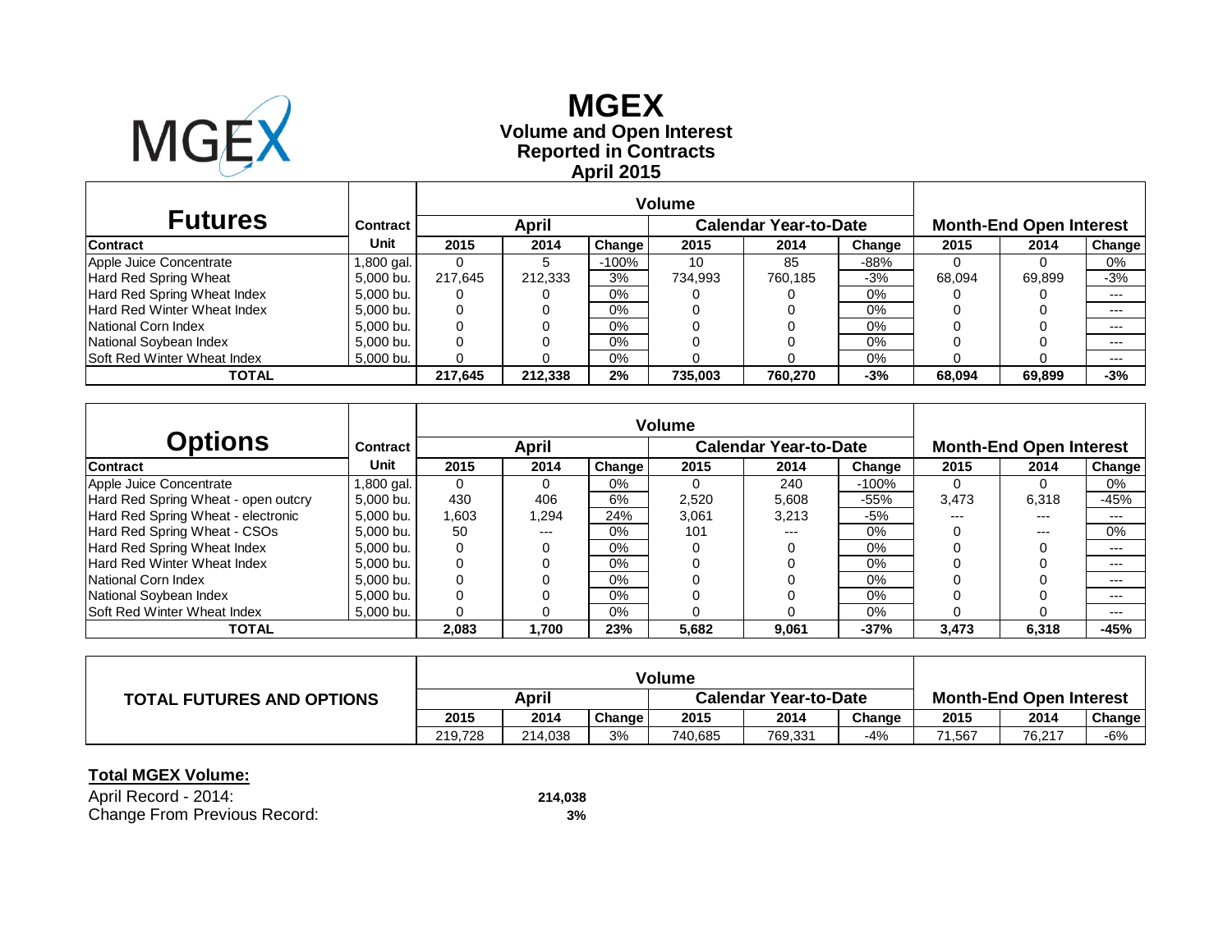# MGEX

## Volume and Open Interest
## Reported in Contracts
## April 2015

| Futures | Contract | Volume | | | | | | Month-End Open Interest | | |
|---|---|---|---|---|---|---|---|---|---|---|
| | | April | | | Calendar Year-to-Date | | | | | |
| Contract | Unit | 2015 | 2014 | Change | 2015 | 2014 | Change | 2015 | 2014 | Change |
| Apple Juice Concentrate | 1,800 gal. | 0 | 5 | -100% | 10 | 85 | -88% | 0 | 0 | 0% |
| Hard Red Spring Wheat | 5,000 bu. | 217,645 | 212,333 | 3% | 734,993 | 760,185 | -3% | 68,094 | 69,899 | -3% |
| Hard Red Spring Wheat Index | 5,000 bu. | 0 | 0 | 0% | 0 | 0 | 0% | 0 | 0 | --- |
| Hard Red Winter Wheat Index | 5,000 bu. | 0 | 0 | 0% | 0 | 0 | 0% | 0 | 0 | --- |
| National Corn Index | 5,000 bu. | 0 | 0 | 0% | 0 | 0 | 0% | 0 | 0 | --- |
| National Soybean Index | 5,000 bu. | 0 | 0 | 0% | 0 | 0 | 0% | 0 | 0 | --- |
| Soft Red Winter Wheat Index | 5,000 bu. | 0 | 0 | 0% | 0 | 0 | 0% | 0 | 0 | --- |
| **TOTAL** | | **217,645** | **212,338** | **2%** | **735,003** | **760,270** | **-3%** | **68,094** | **69,899** | **-3%** |

| Options | Contract | Volume | | | | | | Month-End Open Interest | | |
|---|---|---|---|---|---|---|---|---|---|---|
| | | April | | | Calendar Year-to-Date | | | | | |
| Contract | Unit | 2015 | 2014 | Change | 2015 | 2014 | Change | 2015 | 2014 | Change |
| Apple Juice Concentrate | 1,800 gal. | 0 | 0 | 0% | 0 | 240 | -100% | 0 | 0 | 0% |
| Hard Red Spring Wheat - open outcry | 5,000 bu. | 430 | 406 | 6% | 2,520 | 5,608 | -55% | 3,473 | 6,318 | -45% |
| Hard Red Spring Wheat - electronic | 5,000 bu. | 1,603 | 1,294 | 24% | 3,061 | 3,213 | -5% | --- | --- | --- |
| Hard Red Spring Wheat - CSOs | 5,000 bu. | 50 | --- | 0% | 101 | --- | 0% | 0 | --- | 0% |
| Hard Red Spring Wheat Index | 5,000 bu. | 0 | 0 | 0% | 0 | 0 | 0% | 0 | 0 | --- |
| Hard Red Winter Wheat Index | 5,000 bu. | 0 | 0 | 0% | 0 | 0 | 0% | 0 | 0 | --- |
| National Corn Index | 5,000 bu. | 0 | 0 | 0% | 0 | 0 | 0% | 0 | 0 | --- |
| National Soybean Index | 5,000 bu. | 0 | 0 | 0% | 0 | 0 | 0% | 0 | 0 | --- |
| Soft Red Winter Wheat Index | 5,000 bu. | 0 | 0 | 0% | 0 | 0 | 0% | 0 | 0 | --- |
| **TOTAL** | | **2,083** | **1,700** | **23%** | **5,682** | **9,061** | **-37%** | **3,473** | **6,318** | **-45%** |

| TOTAL FUTURES AND OPTIONS | Volume | | | | | | Month-End Open Interest | | |
|---|---|---|---|---|---|---|---|---|---|
| | April | | | Calendar Year-to-Date | | | | | |
| | 2015 | 2014 | Change | 2015 | 2014 | Change | 2015 | 2014 | Change |
| | 219,728 | 214,038 | 3% | 740,685 | 769,331 | -4% | 71,567 | 76,217 | -6% |

**Total MGEX Volume:**

| | |
|---|---|
| April Record - 2014: | **214,038** |
| Change From Previous Record: | **3%** |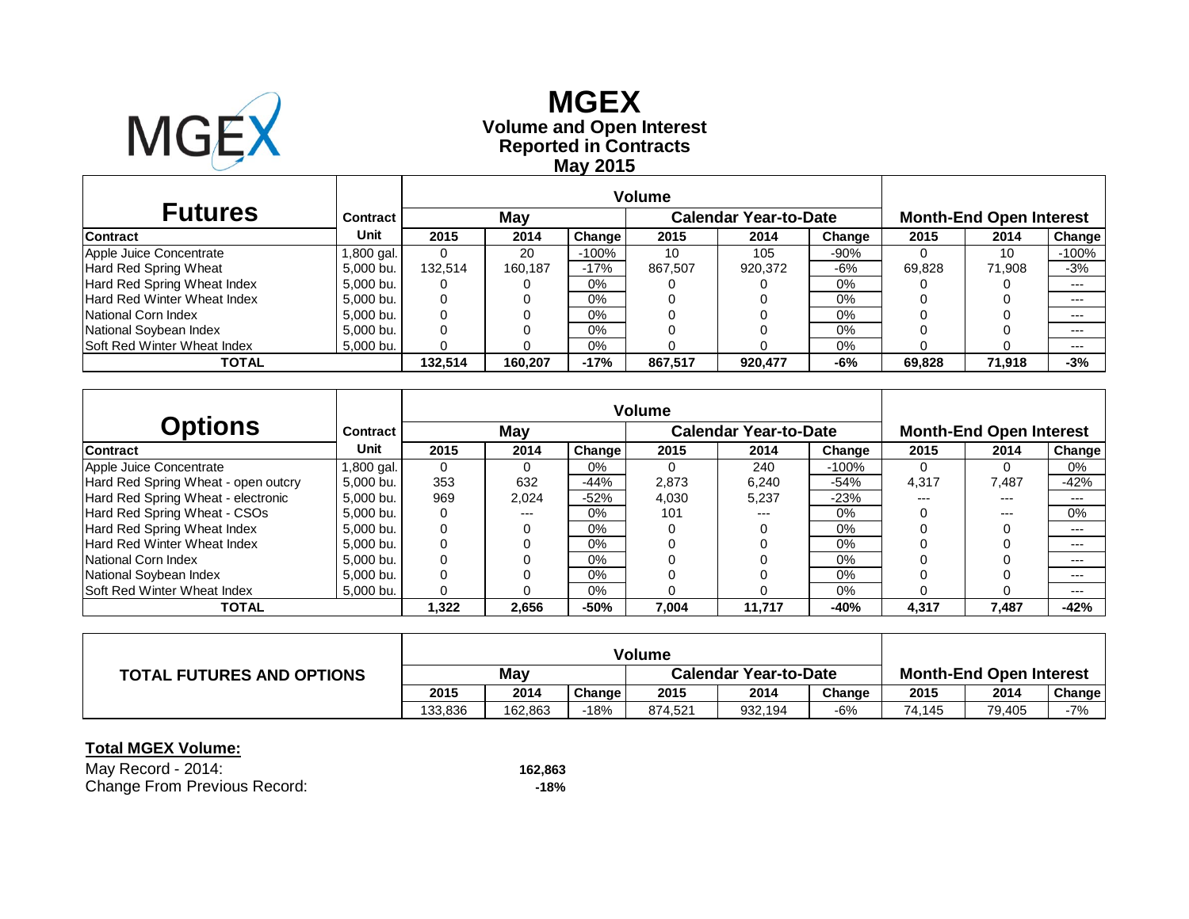# MGEX

## Volume and Open Interest
## Reported in Contracts
## May 2015

| **Futures** | Contract | Volume | | | | | | Month-End Open Interest | | |
|---|---|---|---|---|---|---|---|---|---|---|
| | | May | | | Calendar Year-to-Date | | | | | |
| **Contract** | **Unit** | **2015** | **2014** | **Change** | **2015** | **2014** | **Change** | **2015** | **2014** | **Change** |
| Apple Juice Concentrate | 1,800 gal. | 0 | 20 | -100% | 10 | 105 | -90% | 0 | 10 | -100% |
| Hard Red Spring Wheat | 5,000 bu. | 132,514 | 160,187 | -17% | 867,507 | 920,372 | -6% | 69,828 | 71,908 | -3% |
| Hard Red Spring Wheat Index | 5,000 bu. | 0 | 0 | 0% | 0 | 0 | 0% | 0 | 0 | --- |
| Hard Red Winter Wheat Index | 5,000 bu. | 0 | 0 | 0% | 0 | 0 | 0% | 0 | 0 | --- |
| National Corn Index | 5,000 bu. | 0 | 0 | 0% | 0 | 0 | 0% | 0 | 0 | --- |
| National Soybean Index | 5,000 bu. | 0 | 0 | 0% | 0 | 0 | 0% | 0 | 0 | --- |
| Soft Red Winter Wheat Index | 5,000 bu. | 0 | 0 | 0% | 0 | 0 | 0% | 0 | 0 | --- |
| **TOTAL** | | **132,514** | **160,207** | **-17%** | **867,517** | **920,477** | **-6%** | **69,828** | **71,918** | **-3%** |

| **Options** | Contract | Volume | | | | | | Month-End Open Interest | | |
|---|---|---|---|---|---|---|---|---|---|---|
| | | May | | | Calendar Year-to-Date | | | | | |
| **Contract** | **Unit** | **2015** | **2014** | **Change** | **2015** | **2014** | **Change** | **2015** | **2014** | **Change** |
| Apple Juice Concentrate | 1,800 gal. | 0 | 0 | 0% | 0 | 240 | -100% | 0 | 0 | 0% |
| Hard Red Spring Wheat - open outcry | 5,000 bu. | 353 | 632 | -44% | 2,873 | 6,240 | -54% | 4,317 | 7,487 | -42% |
| Hard Red Spring Wheat - electronic | 5,000 bu. | 969 | 2,024 | -52% | 4,030 | 5,237 | -23% | --- | --- | --- |
| Hard Red Spring Wheat - CSOs | 5,000 bu. | 0 | --- | 0% | 101 | --- | 0% | 0 | --- | 0% |
| Hard Red Spring Wheat Index | 5,000 bu. | 0 | 0 | 0% | 0 | 0 | 0% | 0 | 0 | --- |
| Hard Red Winter Wheat Index | 5,000 bu. | 0 | 0 | 0% | 0 | 0 | 0% | 0 | 0 | --- |
| National Corn Index | 5,000 bu. | 0 | 0 | 0% | 0 | 0 | 0% | 0 | 0 | --- |
| National Soybean Index | 5,000 bu. | 0 | 0 | 0% | 0 | 0 | 0% | 0 | 0 | --- |
| Soft Red Winter Wheat Index | 5,000 bu. | 0 | 0 | 0% | 0 | 0 | 0% | 0 | 0 | --- |
| **TOTAL** | | **1,322** | **2,656** | **-50%** | **7,004** | **11,717** | **-40%** | **4,317** | **7,487** | **-42%** |

| **TOTAL FUTURES AND OPTIONS** | Volume | | | | | | Month-End Open Interest | | |
|---|---|---|---|---|---|---|---|---|---|
| | May | | | Calendar Year-to-Date | | | | | |
| | **2015** | **2014** | **Change** | **2015** | **2014** | **Change** | **2015** | **2014** | **Change** |
| | 133,836 | 162,863 | -18% | 874,521 | 932,194 | -6% | 74,145 | 79,405 | -7% |

**Total MGEX Volume:**

| | |
|---|---|
| May Record - 2014: | **162,863** |
| Change From Previous Record: | **-18%** |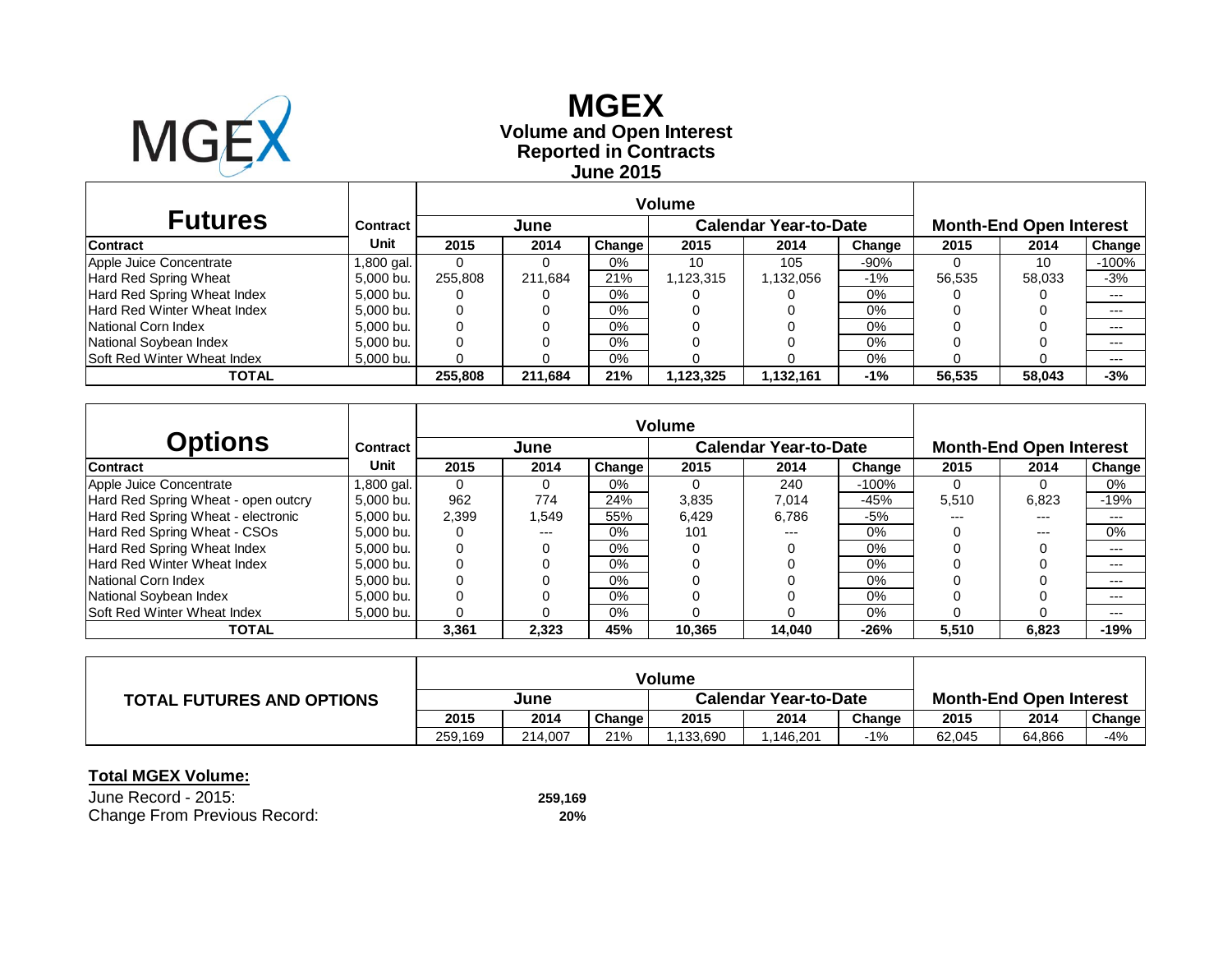# MGEX

## Volume and Open Interest
## Reported in Contracts
## June 2015

| Futures | Contract | Volume | | | | | | Month-End Open Interest | | |
|---|---|---|---|---|---|---|---|---|---|---|
| | | June | | | Calendar Year-to-Date | | | | | |
| Contract | Unit | 2015 | 2014 | Change | 2015 | 2014 | Change | 2015 | 2014 | Change |
| Apple Juice Concentrate | 1,800 gal. | 0 | 0 | 0% | 10 | 105 | -90% | 0 | 10 | -100% |
| Hard Red Spring Wheat | 5,000 bu. | 255,808 | 211,684 | 21% | 1,123,315 | 1,132,056 | -1% | 56,535 | 58,033 | -3% |
| Hard Red Spring Wheat Index | 5,000 bu. | 0 | 0 | 0% | 0 | 0 | 0% | 0 | 0 | --- |
| Hard Red Winter Wheat Index | 5,000 bu. | 0 | 0 | 0% | 0 | 0 | 0% | 0 | 0 | --- |
| National Corn Index | 5,000 bu. | 0 | 0 | 0% | 0 | 0 | 0% | 0 | 0 | --- |
| National Soybean Index | 5,000 bu. | 0 | 0 | 0% | 0 | 0 | 0% | 0 | 0 | --- |
| Soft Red Winter Wheat Index | 5,000 bu. | 0 | 0 | 0% | 0 | 0 | 0% | 0 | 0 | --- |
| **TOTAL** | | **255,808** | **211,684** | **21%** | **1,123,325** | **1,132,161** | **-1%** | **56,535** | **58,043** | **-3%** |

| Options | Contract | Volume | | | | | | Month-End Open Interest | | |
|---|---|---|---|---|---|---|---|---|---|---|
| | | June | | | Calendar Year-to-Date | | | | | |
| Contract | Unit | 2015 | 2014 | Change | 2015 | 2014 | Change | 2015 | 2014 | Change |
| Apple Juice Concentrate | 1,800 gal. | 0 | 0 | 0% | 0 | 240 | -100% | 0 | 0 | 0% |
| Hard Red Spring Wheat - open outcry | 5,000 bu. | 962 | 774 | 24% | 3,835 | 7,014 | -45% | 5,510 | 6,823 | -19% |
| Hard Red Spring Wheat - electronic | 5,000 bu. | 2,399 | 1,549 | 55% | 6,429 | 6,786 | -5% | --- | --- | --- |
| Hard Red Spring Wheat - CSOs | 5,000 bu. | 0 | --- | 0% | 101 | --- | 0% | 0 | --- | 0% |
| Hard Red Spring Wheat Index | 5,000 bu. | 0 | 0 | 0% | 0 | 0 | 0% | 0 | 0 | --- |
| Hard Red Winter Wheat Index | 5,000 bu. | 0 | 0 | 0% | 0 | 0 | 0% | 0 | 0 | --- |
| National Corn Index | 5,000 bu. | 0 | 0 | 0% | 0 | 0 | 0% | 0 | 0 | --- |
| National Soybean Index | 5,000 bu. | 0 | 0 | 0% | 0 | 0 | 0% | 0 | 0 | --- |
| Soft Red Winter Wheat Index | 5,000 bu. | 0 | 0 | 0% | 0 | 0 | 0% | 0 | 0 | --- |
| **TOTAL** | | **3,361** | **2,323** | **45%** | **10,365** | **14,040** | **-26%** | **5,510** | **6,823** | **-19%** |

| TOTAL FUTURES AND OPTIONS | Volume | | | | | | Month-End Open Interest | | |
|---|---|---|---|---|---|---|---|---|---|
| | June | | | Calendar Year-to-Date | | | | | |
| | 2015 | 2014 | Change | 2015 | 2014 | Change | 2015 | 2014 | Change |
| | 259,169 | 214,007 | 21% | 1,133,690 | 1,146,201 | -1% | 62,045 | 64,866 | -4% |

**Total MGEX Volume:**

| | |
|---|---|
| June Record - 2015: | **259,169** |
| Change From Previous Record: | **20%** |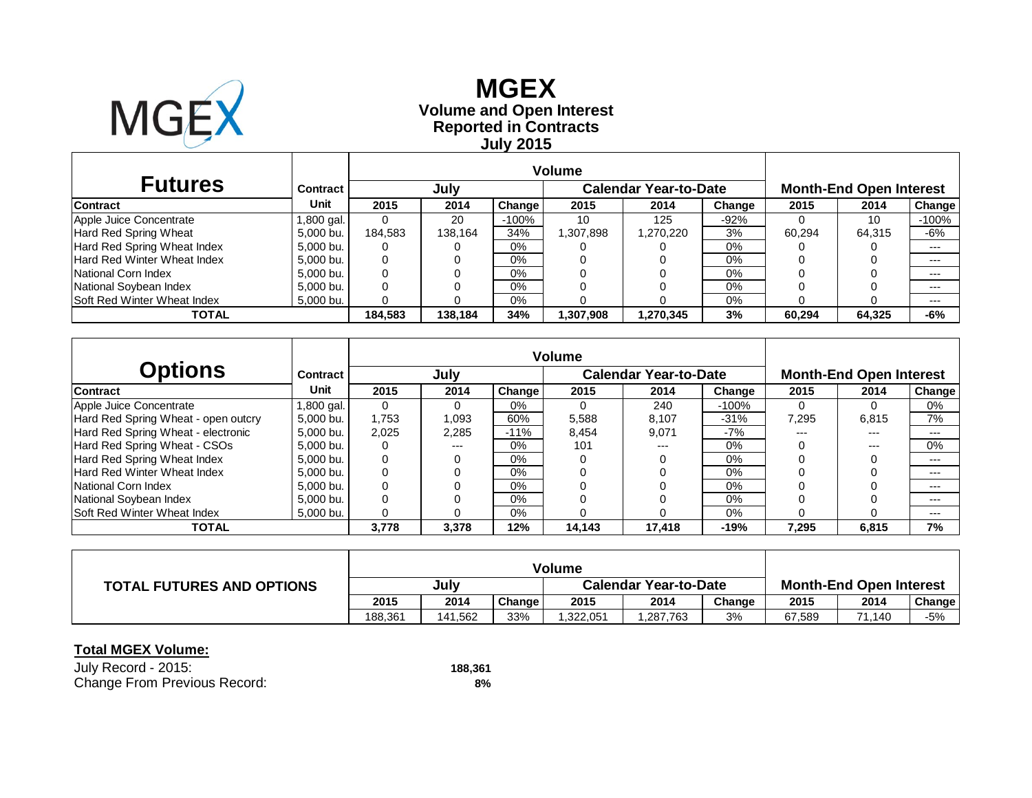# MGEX

## Volume and Open Interest
## Reported in Contracts
## July 2015

| Futures | Contract | Volume | | | | | | Month-End Open Interest | | |
|---|---|---|---|---|---|---|---|---|---|---|
| | | July | | | Calendar Year-to-Date | | | | | |
| Contract | Unit | 2015 | 2014 | Change | 2015 | 2014 | Change | 2015 | 2014 | Change |
| Apple Juice Concentrate | 1,800 gal. | 0 | 20 | -100% | 10 | 125 | -92% | 0 | 10 | -100% |
| Hard Red Spring Wheat | 5,000 bu. | 184,583 | 138,164 | 34% | 1,307,898 | 1,270,220 | 3% | 60,294 | 64,315 | -6% |
| Hard Red Spring Wheat Index | 5,000 bu. | 0 | 0 | 0% | 0 | 0 | 0% | 0 | 0 | --- |
| Hard Red Winter Wheat Index | 5,000 bu. | 0 | 0 | 0% | 0 | 0 | 0% | 0 | 0 | --- |
| National Corn Index | 5,000 bu. | 0 | 0 | 0% | 0 | 0 | 0% | 0 | 0 | --- |
| National Soybean Index | 5,000 bu. | 0 | 0 | 0% | 0 | 0 | 0% | 0 | 0 | --- |
| Soft Red Winter Wheat Index | 5,000 bu. | 0 | 0 | 0% | 0 | 0 | 0% | 0 | 0 | --- |
| **TOTAL** | | **184,583** | **138,184** | **34%** | **1,307,908** | **1,270,345** | **3%** | **60,294** | **64,325** | **-6%** |

| Options | Contract | Volume | | | | | | Month-End Open Interest | | |
|---|---|---|---|---|---|---|---|---|---|---|
| | | July | | | Calendar Year-to-Date | | | | | |
| Contract | Unit | 2015 | 2014 | Change | 2015 | 2014 | Change | 2015 | 2014 | Change |
| Apple Juice Concentrate | 1,800 gal. | 0 | 0 | 0% | 0 | 240 | -100% | 0 | 0 | 0% |
| Hard Red Spring Wheat - open outcry | 5,000 bu. | 1,753 | 1,093 | 60% | 5,588 | 8,107 | -31% | 7,295 | 6,815 | 7% |
| Hard Red Spring Wheat - electronic | 5,000 bu. | 2,025 | 2,285 | -11% | 8,454 | 9,071 | -7% | --- | --- | --- |
| Hard Red Spring Wheat - CSOs | 5,000 bu. | 0 | --- | 0% | 101 | --- | 0% | 0 | --- | 0% |
| Hard Red Spring Wheat Index | 5,000 bu. | 0 | 0 | 0% | 0 | 0 | 0% | 0 | 0 | --- |
| Hard Red Winter Wheat Index | 5,000 bu. | 0 | 0 | 0% | 0 | 0 | 0% | 0 | 0 | --- |
| National Corn Index | 5,000 bu. | 0 | 0 | 0% | 0 | 0 | 0% | 0 | 0 | --- |
| National Soybean Index | 5,000 bu. | 0 | 0 | 0% | 0 | 0 | 0% | 0 | 0 | --- |
| Soft Red Winter Wheat Index | 5,000 bu. | 0 | 0 | 0% | 0 | 0 | 0% | 0 | 0 | --- |
| **TOTAL** | | **3,778** | **3,378** | **12%** | **14,143** | **17,418** | **-19%** | **7,295** | **6,815** | **7%** |

| TOTAL FUTURES AND OPTIONS | Volume | | | | | | Month-End Open Interest | | |
|---|---|---|---|---|---|---|---|---|---|
| | July | | | Calendar Year-to-Date | | | | | |
| | 2015 | 2014 | Change | 2015 | 2014 | Change | 2015 | 2014 | Change |
| | 188,361 | 141,562 | 33% | 1,322,051 | 1,287,763 | 3% | 67,589 | 71,140 | -5% |

**Total MGEX Volume:**

July Record - 2015: **188,361**

Change From Previous Record: **8%**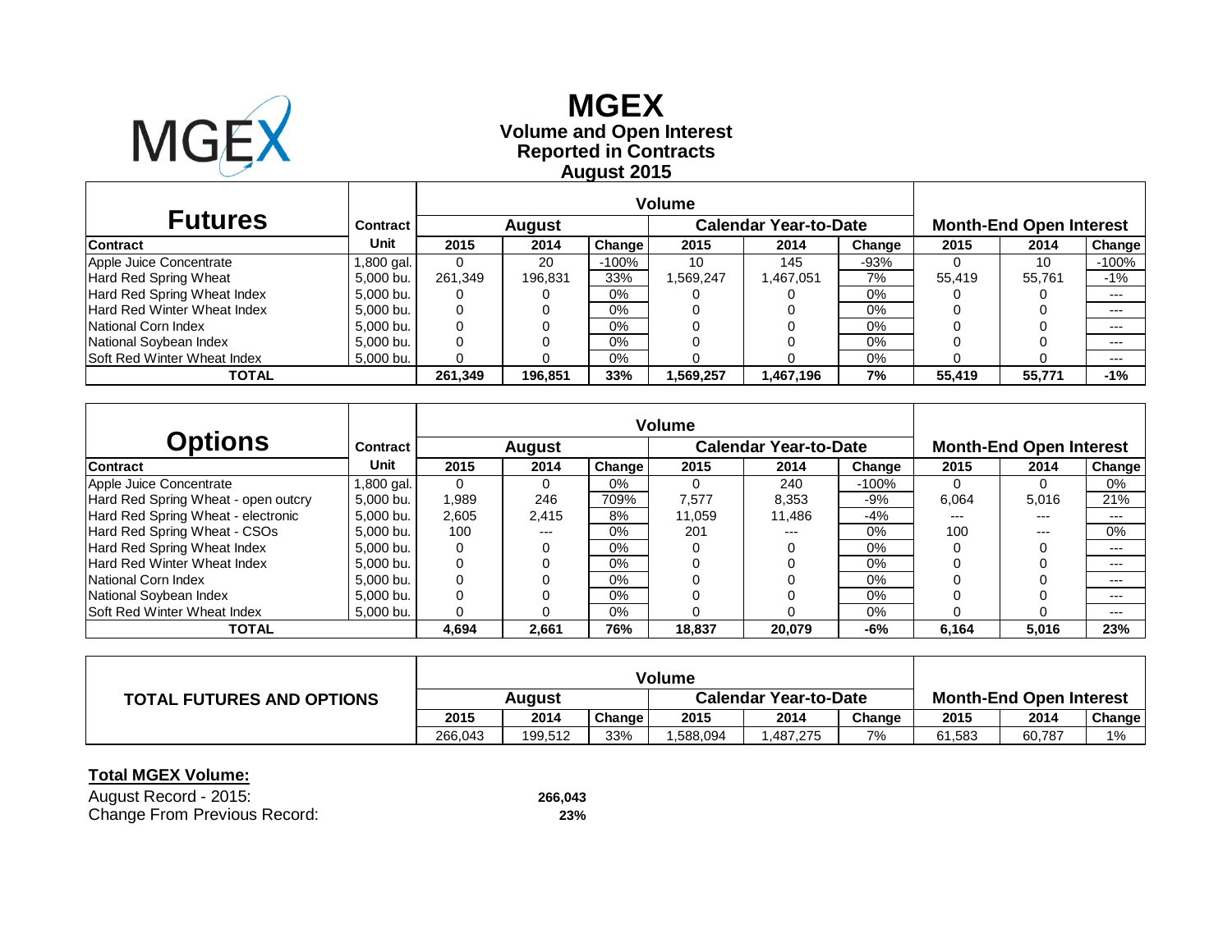# MGEX

## Volume and Open Interest
## Reported in Contracts
## August 2015

| Futures | Contract | Volume | | | | | | Month-End Open Interest | | |
|---|---|---|---|---|---|---|---|---|---|---|
| | | August | | | Calendar Year-to-Date | | | | | |
| Contract | Unit | 2015 | 2014 | Change | 2015 | 2014 | Change | 2015 | 2014 | Change |
| Apple Juice Concentrate | 1,800 gal. | 0 | 20 | -100% | 10 | 145 | -93% | 0 | 10 | -100% |
| Hard Red Spring Wheat | 5,000 bu. | 261,349 | 196,831 | 33% | 1,569,247 | 1,467,051 | 7% | 55,419 | 55,761 | -1% |
| Hard Red Spring Wheat Index | 5,000 bu. | 0 | 0 | 0% | 0 | 0 | 0% | 0 | 0 | --- |
| Hard Red Winter Wheat Index | 5,000 bu. | 0 | 0 | 0% | 0 | 0 | 0% | 0 | 0 | --- |
| National Corn Index | 5,000 bu. | 0 | 0 | 0% | 0 | 0 | 0% | 0 | 0 | --- |
| National Soybean Index | 5,000 bu. | 0 | 0 | 0% | 0 | 0 | 0% | 0 | 0 | --- |
| Soft Red Winter Wheat Index | 5,000 bu. | 0 | 0 | 0% | 0 | 0 | 0% | 0 | 0 | --- |
| **TOTAL** | | **261,349** | **196,851** | **33%** | **1,569,257** | **1,467,196** | **7%** | **55,419** | **55,771** | **-1%** |

| Options | Contract | Volume | | | | | | Month-End Open Interest | | |
|---|---|---|---|---|---|---|---|---|---|---|
| | | August | | | Calendar Year-to-Date | | | | | |
| Contract | Unit | 2015 | 2014 | Change | 2015 | 2014 | Change | 2015 | 2014 | Change |
| Apple Juice Concentrate | 1,800 gal. | 0 | 0 | 0% | 0 | 240 | -100% | 0 | 0 | 0% |
| Hard Red Spring Wheat - open outcry | 5,000 bu. | 1,989 | 246 | 709% | 7,577 | 8,353 | -9% | 6,064 | 5,016 | 21% |
| Hard Red Spring Wheat - electronic | 5,000 bu. | 2,605 | 2,415 | 8% | 11,059 | 11,486 | -4% | --- | --- | --- |
| Hard Red Spring Wheat - CSOs | 5,000 bu. | 100 | --- | 0% | 201 | --- | 0% | 100 | --- | 0% |
| Hard Red Spring Wheat Index | 5,000 bu. | 0 | 0 | 0% | 0 | 0 | 0% | 0 | 0 | --- |
| Hard Red Winter Wheat Index | 5,000 bu. | 0 | 0 | 0% | 0 | 0 | 0% | 0 | 0 | --- |
| National Corn Index | 5,000 bu. | 0 | 0 | 0% | 0 | 0 | 0% | 0 | 0 | --- |
| National Soybean Index | 5,000 bu. | 0 | 0 | 0% | 0 | 0 | 0% | 0 | 0 | --- |
| Soft Red Winter Wheat Index | 5,000 bu. | 0 | 0 | 0% | 0 | 0 | 0% | 0 | 0 | --- |
| **TOTAL** | | **4,694** | **2,661** | **76%** | **18,837** | **20,079** | **-6%** | **6,164** | **5,016** | **23%** |

| TOTAL FUTURES AND OPTIONS | Volume | | | | | | Month-End Open Interest | | |
|---|---|---|---|---|---|---|---|---|---|
| | August | | | Calendar Year-to-Date | | | | | |
| | 2015 | 2014 | Change | 2015 | 2014 | Change | 2015 | 2014 | Change |
| | 266,043 | 199,512 | 33% | 1,588,094 | 1,487,275 | 7% | 61,583 | 60,787 | 1% |

**Total MGEX Volume:**

August Record - 2015: **266,043**

Change From Previous Record: **23%**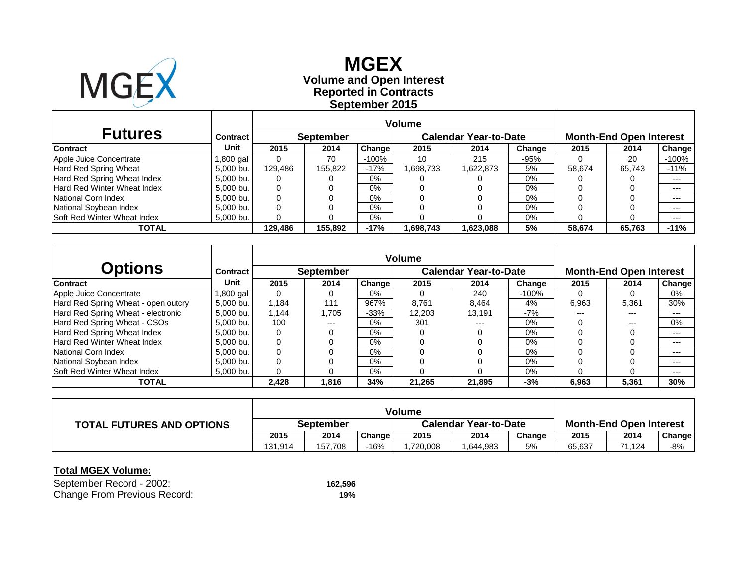# MGEX

## Volume and Open Interest
## Reported in Contracts
## September 2015

| Futures | Contract | Volume | | | | | | Month-End Open Interest | | |
|---|---|---|---|---|---|---|---|---|---|---|
| | | September | | | Calendar Year-to-Date | | | | | |
| Contract | Unit | 2015 | 2014 | Change | 2015 | 2014 | Change | 2015 | 2014 | Change |
| Apple Juice Concentrate | 1,800 gal. | 0 | 70 | -100% | 10 | 215 | -95% | 0 | 20 | -100% |
| Hard Red Spring Wheat | 5,000 bu. | 129,486 | 155,822 | -17% | 1,698,733 | 1,622,873 | 5% | 58,674 | 65,743 | -11% |
| Hard Red Spring Wheat Index | 5,000 bu. | 0 | 0 | 0% | 0 | 0 | 0% | 0 | 0 | --- |
| Hard Red Winter Wheat Index | 5,000 bu. | 0 | 0 | 0% | 0 | 0 | 0% | 0 | 0 | --- |
| National Corn Index | 5,000 bu. | 0 | 0 | 0% | 0 | 0 | 0% | 0 | 0 | --- |
| National Soybean Index | 5,000 bu. | 0 | 0 | 0% | 0 | 0 | 0% | 0 | 0 | --- |
| Soft Red Winter Wheat Index | 5,000 bu. | 0 | 0 | 0% | 0 | 0 | 0% | 0 | 0 | --- |
| **TOTAL** | | **129,486** | **155,892** | **-17%** | **1,698,743** | **1,623,088** | **5%** | **58,674** | **65,763** | **-11%** |

| Options | Contract | Volume | | | | | | Month-End Open Interest | | |
|---|---|---|---|---|---|---|---|---|---|---|
| | | September | | | Calendar Year-to-Date | | | | | |
| Contract | Unit | 2015 | 2014 | Change | 2015 | 2014 | Change | 2015 | 2014 | Change |
| Apple Juice Concentrate | 1,800 gal. | 0 | 0 | 0% | 0 | 240 | -100% | 0 | 0 | 0% |
| Hard Red Spring Wheat - open outcry | 5,000 bu. | 1,184 | 111 | 967% | 8,761 | 8,464 | 4% | 6,963 | 5,361 | 30% |
| Hard Red Spring Wheat - electronic | 5,000 bu. | 1,144 | 1,705 | -33% | 12,203 | 13,191 | -7% | --- | --- | --- |
| Hard Red Spring Wheat - CSOs | 5,000 bu. | 100 | --- | 0% | 301 | --- | 0% | 0 | --- | 0% |
| Hard Red Spring Wheat Index | 5,000 bu. | 0 | 0 | 0% | 0 | 0 | 0% | 0 | 0 | --- |
| Hard Red Winter Wheat Index | 5,000 bu. | 0 | 0 | 0% | 0 | 0 | 0% | 0 | 0 | --- |
| National Corn Index | 5,000 bu. | 0 | 0 | 0% | 0 | 0 | 0% | 0 | 0 | --- |
| National Soybean Index | 5,000 bu. | 0 | 0 | 0% | 0 | 0 | 0% | 0 | 0 | --- |
| Soft Red Winter Wheat Index | 5,000 bu. | 0 | 0 | 0% | 0 | 0 | 0% | 0 | 0 | --- |
| **TOTAL** | | **2,428** | **1,816** | **34%** | **21,265** | **21,895** | **-3%** | **6,963** | **5,361** | **30%** |

| TOTAL FUTURES AND OPTIONS | Volume | | | | | | Month-End Open Interest | | |
|---|---|---|---|---|---|---|---|---|---|
| | September | | | Calendar Year-to-Date | | | | | |
| | 2015 | 2014 | Change | 2015 | 2014 | Change | 2015 | 2014 | Change |
| | 131,914 | 157,708 | -16% | 1,720,008 | 1,644,983 | 5% | 65,637 | 71,124 | -8% |

**Total MGEX Volume:**

| | |
|---|---|
| September Record - 2002: | **162,596** |
| Change From Previous Record: | **19%** |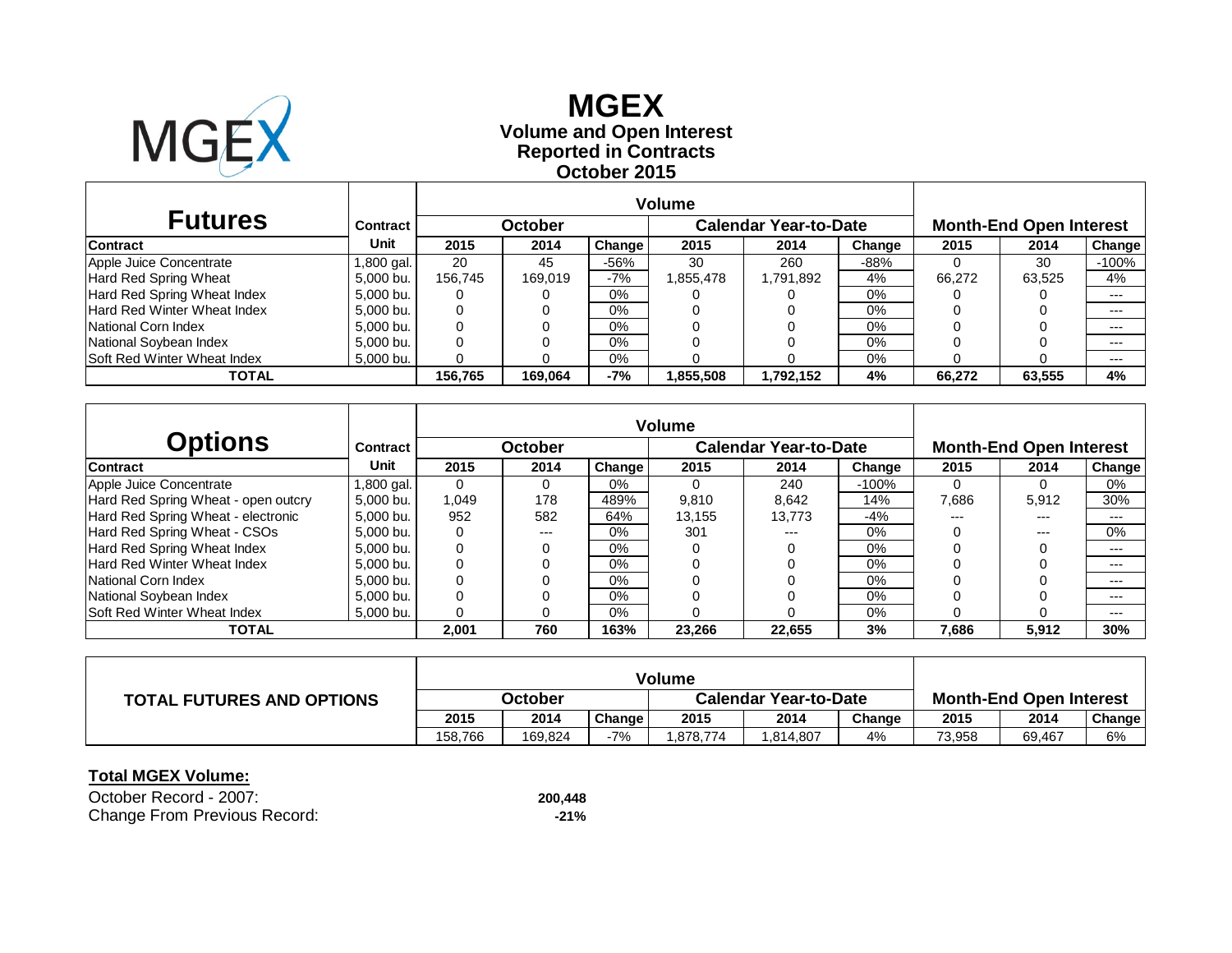# MGEX

**Volume and Open Interest**
**Reported in Contracts**
**October 2015**

| Futures | Contract | Volume | | | | | | Month-End Open Interest | | |
|---|---|---|---|---|---|---|---|---|---|---|
| | | October | | | Calendar Year-to-Date | | | | | |
| Contract | Unit | 2015 | 2014 | Change | 2015 | 2014 | Change | 2015 | 2014 | Change |
| Apple Juice Concentrate | 1,800 gal. | 20 | 45 | -56% | 30 | 260 | -88% | 0 | 30 | -100% |
| Hard Red Spring Wheat | 5,000 bu. | 156,745 | 169,019 | -7% | 1,855,478 | 1,791,892 | 4% | 66,272 | 63,525 | 4% |
| Hard Red Spring Wheat Index | 5,000 bu. | 0 | 0 | 0% | 0 | 0 | 0% | 0 | 0 | --- |
| Hard Red Winter Wheat Index | 5,000 bu. | 0 | 0 | 0% | 0 | 0 | 0% | 0 | 0 | --- |
| National Corn Index | 5,000 bu. | 0 | 0 | 0% | 0 | 0 | 0% | 0 | 0 | --- |
| National Soybean Index | 5,000 bu. | 0 | 0 | 0% | 0 | 0 | 0% | 0 | 0 | --- |
| Soft Red Winter Wheat Index | 5,000 bu. | 0 | 0 | 0% | 0 | 0 | 0% | 0 | 0 | --- |
| **TOTAL** | | **156,765** | **169,064** | **-7%** | **1,855,508** | **1,792,152** | **4%** | **66,272** | **63,555** | **4%** |

| Options | Contract | Volume | | | | | | Month-End Open Interest | | |
|---|---|---|---|---|---|---|---|---|---|---|
| | | October | | | Calendar Year-to-Date | | | | | |
| Contract | Unit | 2015 | 2014 | Change | 2015 | 2014 | Change | 2015 | 2014 | Change |
| Apple Juice Concentrate | 1,800 gal. | 0 | 0 | 0% | 0 | 240 | -100% | 0 | 0 | 0% |
| Hard Red Spring Wheat - open outcry | 5,000 bu. | 1,049 | 178 | 489% | 9,810 | 8,642 | 14% | 7,686 | 5,912 | 30% |
| Hard Red Spring Wheat - electronic | 5,000 bu. | 952 | 582 | 64% | 13,155 | 13,773 | -4% | --- | --- | --- |
| Hard Red Spring Wheat - CSOs | 5,000 bu. | 0 | --- | 0% | 301 | --- | 0% | 0 | --- | 0% |
| Hard Red Spring Wheat Index | 5,000 bu. | 0 | 0 | 0% | 0 | 0 | 0% | 0 | 0 | --- |
| Hard Red Winter Wheat Index | 5,000 bu. | 0 | 0 | 0% | 0 | 0 | 0% | 0 | 0 | --- |
| National Corn Index | 5,000 bu. | 0 | 0 | 0% | 0 | 0 | 0% | 0 | 0 | --- |
| National Soybean Index | 5,000 bu. | 0 | 0 | 0% | 0 | 0 | 0% | 0 | 0 | --- |
| Soft Red Winter Wheat Index | 5,000 bu. | 0 | 0 | 0% | 0 | 0 | 0% | 0 | 0 | --- |
| **TOTAL** | | **2,001** | **760** | **163%** | **23,266** | **22,655** | **3%** | **7,686** | **5,912** | **30%** |

| TOTAL FUTURES AND OPTIONS | Volume | | | | | | Month-End Open Interest | | |
|---|---|---|---|---|---|---|---|---|---|
| | October | | | Calendar Year-to-Date | | | | | |
| | 2015 | 2014 | Change | 2015 | 2014 | Change | 2015 | 2014 | Change |
| | 158,766 | 169,824 | -7% | 1,878,774 | 1,814,807 | 4% | 73,958 | 69,467 | 6% |

**Total MGEX Volume:**

October Record - 2007: **200,448**

Change From Previous Record: **-21%**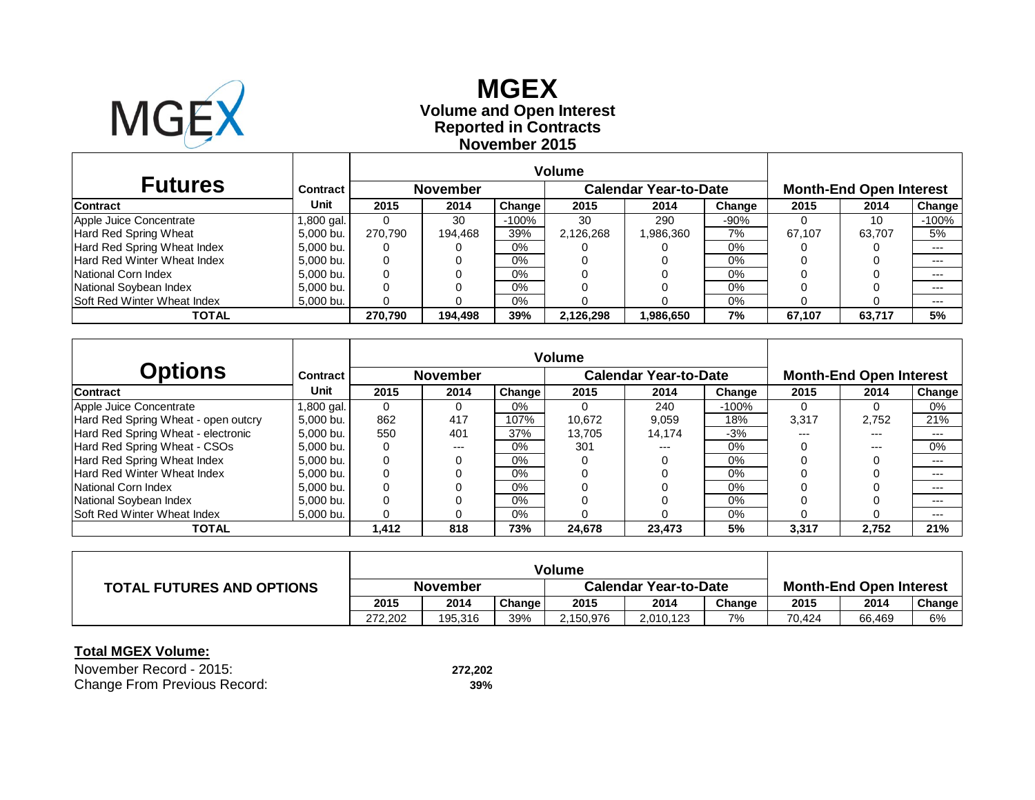# MGEX

## Volume and Open Interest
## Reported in Contracts
## November 2015

| Futures | Contract | Volume | | | | | | Month-End Open Interest | | |
|---|---|---|---|---|---|---|---|---|---|---|
| | | November | | | Calendar Year-to-Date | | | | | |
| Contract | Unit | 2015 | 2014 | Change | 2015 | 2014 | Change | 2015 | 2014 | Change |
| Apple Juice Concentrate | 1,800 gal. | 0 | 30 | -100% | 30 | 290 | -90% | 0 | 10 | -100% |
| Hard Red Spring Wheat | 5,000 bu. | 270,790 | 194,468 | 39% | 2,126,268 | 1,986,360 | 7% | 67,107 | 63,707 | 5% |
| Hard Red Spring Wheat Index | 5,000 bu. | 0 | 0 | 0% | 0 | 0 | 0% | 0 | 0 | --- |
| Hard Red Winter Wheat Index | 5,000 bu. | 0 | 0 | 0% | 0 | 0 | 0% | 0 | 0 | --- |
| National Corn Index | 5,000 bu. | 0 | 0 | 0% | 0 | 0 | 0% | 0 | 0 | --- |
| National Soybean Index | 5,000 bu. | 0 | 0 | 0% | 0 | 0 | 0% | 0 | 0 | --- |
| Soft Red Winter Wheat Index | 5,000 bu. | 0 | 0 | 0% | 0 | 0 | 0% | 0 | 0 | --- |
| **TOTAL** | | **270,790** | **194,498** | **39%** | **2,126,298** | **1,986,650** | **7%** | **67,107** | **63,717** | **5%** |

| Options | Contract | Volume | | | | | | Month-End Open Interest | | |
|---|---|---|---|---|---|---|---|---|---|---|
| | | November | | | Calendar Year-to-Date | | | | | |
| Contract | Unit | 2015 | 2014 | Change | 2015 | 2014 | Change | 2015 | 2014 | Change |
| Apple Juice Concentrate | 1,800 gal. | 0 | 0 | 0% | 0 | 240 | -100% | 0 | 0 | 0% |
| Hard Red Spring Wheat - open outcry | 5,000 bu. | 862 | 417 | 107% | 10,672 | 9,059 | 18% | 3,317 | 2,752 | 21% |
| Hard Red Spring Wheat - electronic | 5,000 bu. | 550 | 401 | 37% | 13,705 | 14,174 | -3% | --- | --- | --- |
| Hard Red Spring Wheat - CSOs | 5,000 bu. | 0 | --- | 0% | 301 | --- | 0% | 0 | --- | 0% |
| Hard Red Spring Wheat Index | 5,000 bu. | 0 | 0 | 0% | 0 | 0 | 0% | 0 | 0 | --- |
| Hard Red Winter Wheat Index | 5,000 bu. | 0 | 0 | 0% | 0 | 0 | 0% | 0 | 0 | --- |
| National Corn Index | 5,000 bu. | 0 | 0 | 0% | 0 | 0 | 0% | 0 | 0 | --- |
| National Soybean Index | 5,000 bu. | 0 | 0 | 0% | 0 | 0 | 0% | 0 | 0 | --- |
| Soft Red Winter Wheat Index | 5,000 bu. | 0 | 0 | 0% | 0 | 0 | 0% | 0 | 0 | --- |
| **TOTAL** | | **1,412** | **818** | **73%** | **24,678** | **23,473** | **5%** | **3,317** | **2,752** | **21%** |

| TOTAL FUTURES AND OPTIONS | Volume | | | | | | Month-End Open Interest | | |
|---|---|---|---|---|---|---|---|---|---|
| | November | | | Calendar Year-to-Date | | | | | |
| | 2015 | 2014 | Change | 2015 | 2014 | Change | 2015 | 2014 | Change |
| | 272,202 | 195,316 | 39% | 2,150,976 | 2,010,123 | 7% | 70,424 | 66,469 | 6% |

**Total MGEX Volume:**

November Record - 2015: **272,202**
Change From Previous Record: **39%**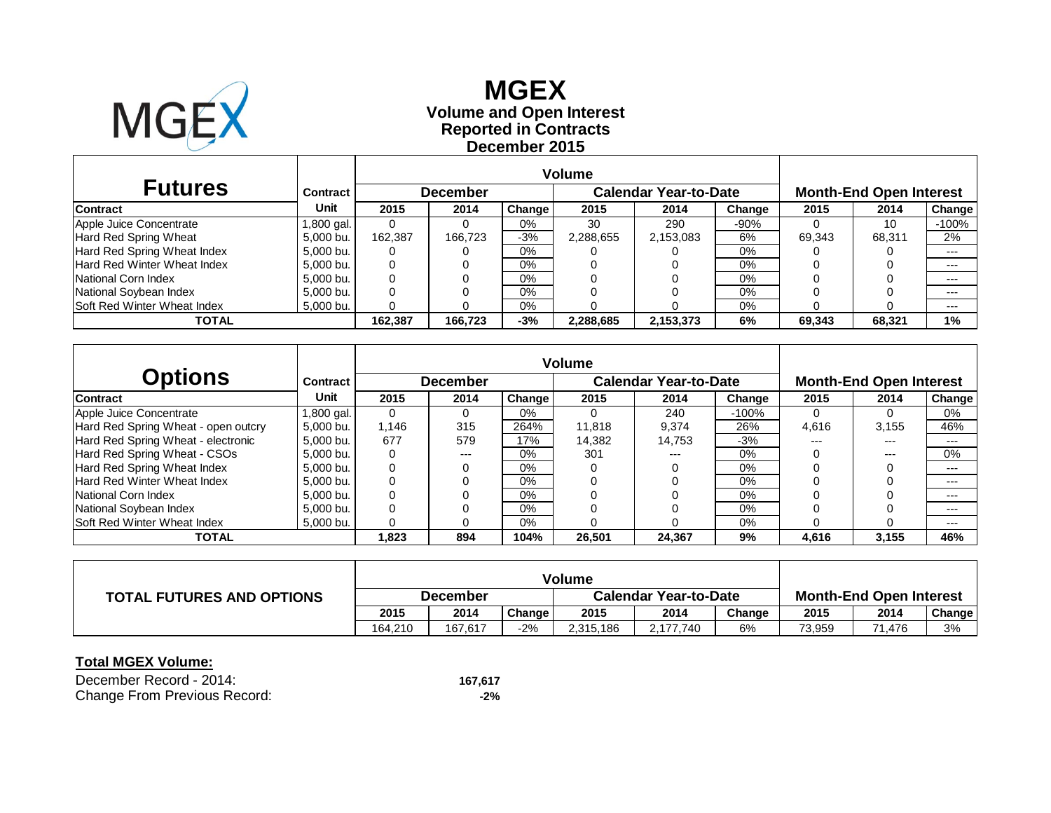# MGEX

## Volume and Open Interest
## Reported in Contracts
## December 2015

| Futures | Contract | Volume | | | | | | Month-End Open Interest | | |
|---|---|---|---|---|---|---|---|---|---|---|
| | | December | | | Calendar Year-to-Date | | | | | |
| Contract | Unit | 2015 | 2014 | Change | 2015 | 2014 | Change | 2015 | 2014 | Change |
| Apple Juice Concentrate | 1,800 gal. | 0 | 0 | 0% | 30 | 290 | -90% | 0 | 10 | -100% |
| Hard Red Spring Wheat | 5,000 bu. | 162,387 | 166,723 | -3% | 2,288,655 | 2,153,083 | 6% | 69,343 | 68,311 | 2% |
| Hard Red Spring Wheat Index | 5,000 bu. | 0 | 0 | 0% | 0 | 0 | 0% | 0 | 0 | --- |
| Hard Red Winter Wheat Index | 5,000 bu. | 0 | 0 | 0% | 0 | 0 | 0% | 0 | 0 | --- |
| National Corn Index | 5,000 bu. | 0 | 0 | 0% | 0 | 0 | 0% | 0 | 0 | --- |
| National Soybean Index | 5,000 bu. | 0 | 0 | 0% | 0 | 0 | 0% | 0 | 0 | --- |
| Soft Red Winter Wheat Index | 5,000 bu. | 0 | 0 | 0% | 0 | 0 | 0% | 0 | 0 | --- |
| **TOTAL** | | **162,387** | **166,723** | **-3%** | **2,288,685** | **2,153,373** | **6%** | **69,343** | **68,321** | **1%** |

| Options | Contract | Volume | | | | | | Month-End Open Interest | | |
|---|---|---|---|---|---|---|---|---|---|---|
| | | December | | | Calendar Year-to-Date | | | | | |
| Contract | Unit | 2015 | 2014 | Change | 2015 | 2014 | Change | 2015 | 2014 | Change |
| Apple Juice Concentrate | 1,800 gal. | 0 | 0 | 0% | 0 | 240 | -100% | 0 | 0 | 0% |
| Hard Red Spring Wheat - open outcry | 5,000 bu. | 1,146 | 315 | 264% | 11,818 | 9,374 | 26% | 4,616 | 3,155 | 46% |
| Hard Red Spring Wheat - electronic | 5,000 bu. | 677 | 579 | 17% | 14,382 | 14,753 | -3% | --- | --- | --- |
| Hard Red Spring Wheat - CSOs | 5,000 bu. | 0 | --- | 0% | 301 | --- | 0% | 0 | --- | 0% |
| Hard Red Spring Wheat Index | 5,000 bu. | 0 | 0 | 0% | 0 | 0 | 0% | 0 | 0 | --- |
| Hard Red Winter Wheat Index | 5,000 bu. | 0 | 0 | 0% | 0 | 0 | 0% | 0 | 0 | --- |
| National Corn Index | 5,000 bu. | 0 | 0 | 0% | 0 | 0 | 0% | 0 | 0 | --- |
| National Soybean Index | 5,000 bu. | 0 | 0 | 0% | 0 | 0 | 0% | 0 | 0 | --- |
| Soft Red Winter Wheat Index | 5,000 bu. | 0 | 0 | 0% | 0 | 0 | 0% | 0 | 0 | --- |
| **TOTAL** | | **1,823** | **894** | **104%** | **26,501** | **24,367** | **9%** | **4,616** | **3,155** | **46%** |

| TOTAL FUTURES AND OPTIONS | Volume | | | | | | Month-End Open Interest | | |
|---|---|---|---|---|---|---|---|---|---|
| | December | | | Calendar Year-to-Date | | | | | |
| | 2015 | 2014 | Change | 2015 | 2014 | Change | 2015 | 2014 | Change |
| | 164,210 | 167,617 | -2% | 2,315,186 | 2,177,740 | 6% | 73,959 | 71,476 | 3% |

**Total MGEX Volume:**

December Record - 2014: **167,617**

Change From Previous Record: **-2%**